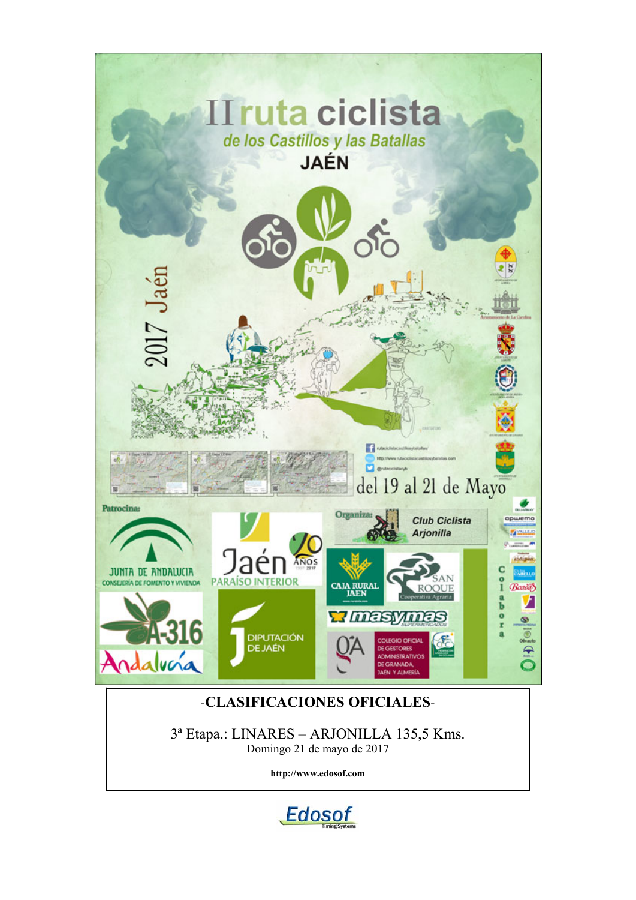# II ruta ciclista

## de los Castillos y las Batallas

## JAÉN

2017 Jaén

del 19 al 21 de Mayo

Patrocina:

JUNTA DE ANDALUCIA
CONSEJERÍA DE FOMENTO Y VIVIENDA

Jaén PARAÍSO INTERIOR

DIPUTACIÓN DE JAÉN

A-316

Andalucía

Organiza: Club Ciclista Arjonilla

CAJA RURAL JAEN

SAN ROQUE Cooperativa Agraria

masymas SUPERMERCADOS

COLEGIO OFICIAL DE GESTORES ADMINISTRATIVOS DE GRANADA, JAÉN Y ALMERÍA

Colabora

---

-**CLASIFICACIONES OFICIALES**-

3ª Etapa.: LINARES – ARJONILLA 135,5 Kms.

Domingo 21 de mayo de 2017

**http://www.edosof.com**

Edosof Timing Systems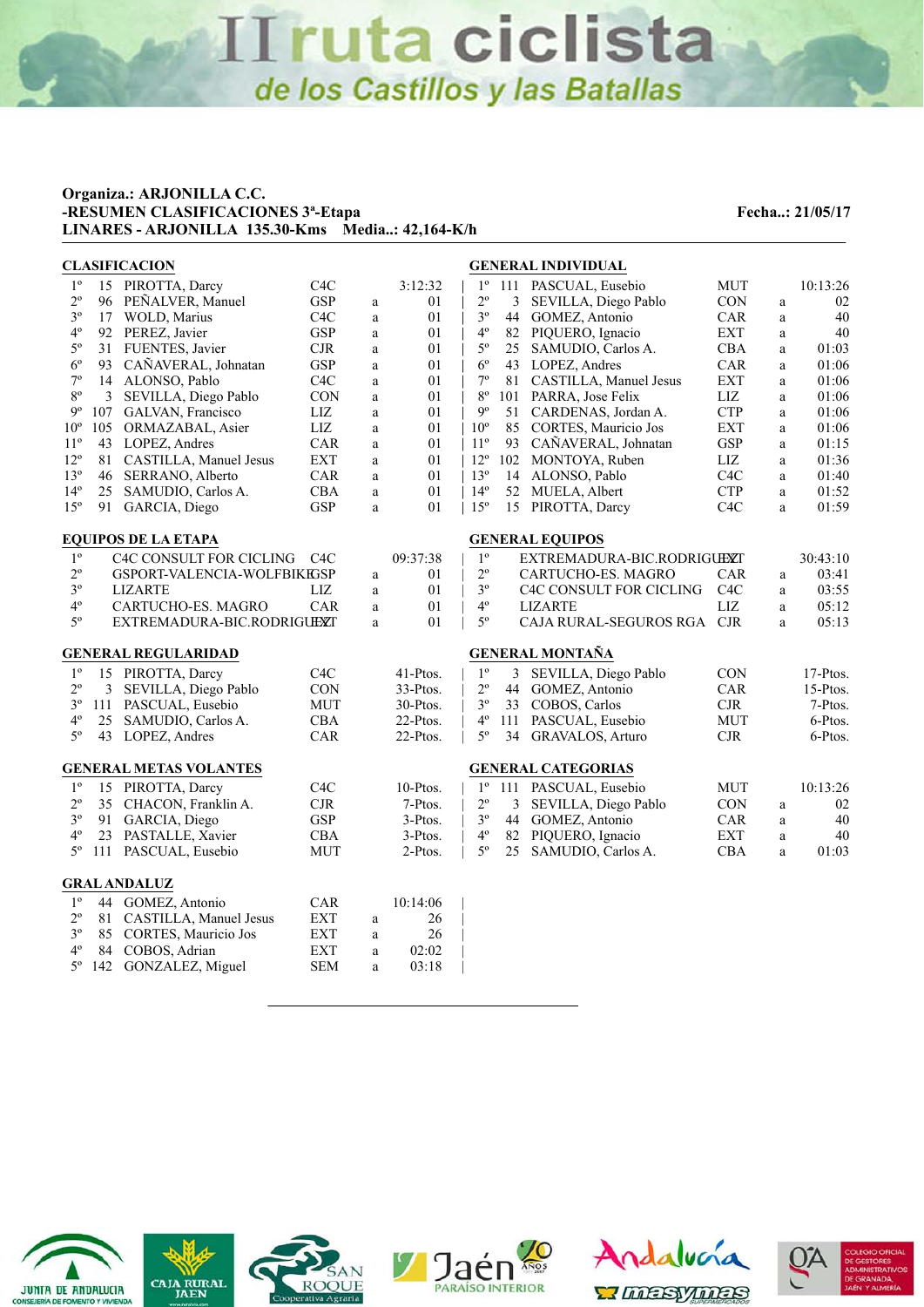# II ruta ciclista de los Castillos y las Batallas

**Organiza.: ARJONILLA C.C.**
**-RESUMEN CLASIFICACIONES 3ª-Etapa** **Fecha..: 21/05/17**
**LINARES - ARJONILLA 135.30-Kms Media..: 42,164-K/h**

## CLASIFICACION

| Pos. | Dorsal | Nombre | Equipo | | Tiempo |
|---|---|---|---|---|---|
| 1º | 15 | PIROTTA, Darcy | C4C | | 3:12:32 |
| 2º | 96 | PEÑALVER, Manuel | GSP | a | 01 |
| 3º | 17 | WOLD, Marius | C4C | a | 01 |
| 4º | 92 | PEREZ, Javier | GSP | a | 01 |
| 5º | 31 | FUENTES, Javier | CJR | a | 01 |
| 6º | 93 | CAÑAVERAL, Johnatan | GSP | a | 01 |
| 7º | 14 | ALONSO, Pablo | C4C | a | 01 |
| 8º | 3 | SEVILLA, Diego Pablo | CON | a | 01 |
| 9º | 107 | GALVAN, Francisco | LIZ | a | 01 |
| 10º | 105 | ORMAZABAL, Asier | LIZ | a | 01 |
| 11º | 43 | LOPEZ, Andres | CAR | a | 01 |
| 12º | 81 | CASTILLA, Manuel Jesus | EXT | a | 01 |
| 13º | 46 | SERRANO, Alberto | CAR | a | 01 |
| 14º | 25 | SAMUDIO, Carlos A. | CBA | a | 01 |
| 15º | 91 | GARCIA, Diego | GSP | a | 01 |

## GENERAL INDIVIDUAL

| Pos. | Dorsal | Nombre | Equipo | | Tiempo |
|---|---|---|---|---|---|
| 1º | 111 | PASCUAL, Eusebio | MUT | | 10:13:26 |
| 2º | 3 | SEVILLA, Diego Pablo | CON | a | 02 |
| 3º | 44 | GOMEZ, Antonio | CAR | a | 40 |
| 4º | 82 | PIQUERO, Ignacio | EXT | a | 40 |
| 5º | 25 | SAMUDIO, Carlos A. | CBA | a | 01:03 |
| 6º | 43 | LOPEZ, Andres | CAR | a | 01:06 |
| 7º | 81 | CASTILLA, Manuel Jesus | EXT | a | 01:06 |
| 8º | 101 | PARRA, Jose Felix | LIZ | a | 01:06 |
| 9º | 51 | CARDENAS, Jordan A. | CTP | a | 01:06 |
| 10º | 85 | CORTES, Mauricio Jos | EXT | a | 01:06 |
| 11º | 93 | CAÑAVERAL, Johnatan | GSP | a | 01:15 |
| 12º | 102 | MONTOYA, Ruben | LIZ | a | 01:36 |
| 13º | 14 | ALONSO, Pablo | C4C | a | 01:40 |
| 14º | 52 | MUELA, Albert | CTP | a | 01:52 |
| 15º | 15 | PIROTTA, Darcy | C4C | a | 01:59 |

## EQUIPOS DE LA ETAPA

| Pos. | Equipo | Cód. | | Tiempo |
|---|---|---|---|---|
| 1º | C4C CONSULT FOR CICLING | C4C | | 09:37:38 |
| 2º | GSPORT-VALENCIA-WOLFBIKE | GSP | a | 01 |
| 3º | LIZARTE | LIZ | a | 01 |
| 4º | CARTUCHO-ES. MAGRO | CAR | a | 01 |
| 5º | EXTREMADURA-BIC.RODRIGUEZ | EXT | a | 01 |

## GENERAL EQUIPOS

| Pos. | Equipo | Cód. | | Tiempo |
|---|---|---|---|---|
| 1º | EXTREMADURA-BIC.RODRIGUEZ | EXT | | 30:43:10 |
| 2º | CARTUCHO-ES. MAGRO | CAR | a | 03:41 |
| 3º | C4C CONSULT FOR CICLING | C4C | a | 03:55 |
| 4º | LIZARTE | LIZ | a | 05:12 |
| 5º | CAJA RURAL-SEGUROS RGA | CJR | a | 05:13 |

## GENERAL REGULARIDAD

| Pos. | Dorsal | Nombre | Equipo | Puntos |
|---|---|---|---|---|
| 1º | 15 | PIROTTA, Darcy | C4C | 41-Ptos. |
| 2º | 3 | SEVILLA, Diego Pablo | CON | 33-Ptos. |
| 3º | 111 | PASCUAL, Eusebio | MUT | 30-Ptos. |
| 4º | 25 | SAMUDIO, Carlos A. | CBA | 22-Ptos. |
| 5º | 43 | LOPEZ, Andres | CAR | 22-Ptos. |

## GENERAL MONTAÑA

| Pos. | Dorsal | Nombre | Equipo | Puntos |
|---|---|---|---|---|
| 1º | 3 | SEVILLA, Diego Pablo | CON | 17-Ptos. |
| 2º | 44 | GOMEZ, Antonio | CAR | 15-Ptos. |
| 3º | 33 | COBOS, Carlos | CJR | 7-Ptos. |
| 4º | 111 | PASCUAL, Eusebio | MUT | 6-Ptos. |
| 5º | 34 | GRAVALOS, Arturo | CJR | 6-Ptos. |

## GENERAL METAS VOLANTES

| Pos. | Dorsal | Nombre | Equipo | Puntos |
|---|---|---|---|---|
| 1º | 15 | PIROTTA, Darcy | C4C | 10-Ptos. |
| 2º | 35 | CHACON, Franklin A. | CJR | 7-Ptos. |
| 3º | 91 | GARCIA, Diego | GSP | 3-Ptos. |
| 4º | 23 | PASTALLE, Xavier | CBA | 3-Ptos. |
| 5º | 111 | PASCUAL, Eusebio | MUT | 2-Ptos. |

## GENERAL CATEGORIAS

| Pos. | Dorsal | Nombre | Equipo | | Tiempo |
|---|---|---|---|---|---|
| 1º | 111 | PASCUAL, Eusebio | MUT | | 10:13:26 |
| 2º | 3 | SEVILLA, Diego Pablo | CON | a | 02 |
| 3º | 44 | GOMEZ, Antonio | CAR | a | 40 |
| 4º | 82 | PIQUERO, Ignacio | EXT | a | 40 |
| 5º | 25 | SAMUDIO, Carlos A. | CBA | a | 01:03 |

## GRAL ANDALUZ

| Pos. | Dorsal | Nombre | Equipo | | Tiempo |
|---|---|---|---|---|---|
| 1º | 44 | GOMEZ, Antonio | CAR | | 10:14:06 |
| 2º | 81 | CASTILLA, Manuel Jesus | EXT | a | 26 |
| 3º | 85 | CORTES, Mauricio Jos | EXT | a | 26 |
| 4º | 84 | COBOS, Adrian | EXT | a | 02:02 |
| 5º | 142 | GONZALEZ, Miguel | SEM | a | 03:18 |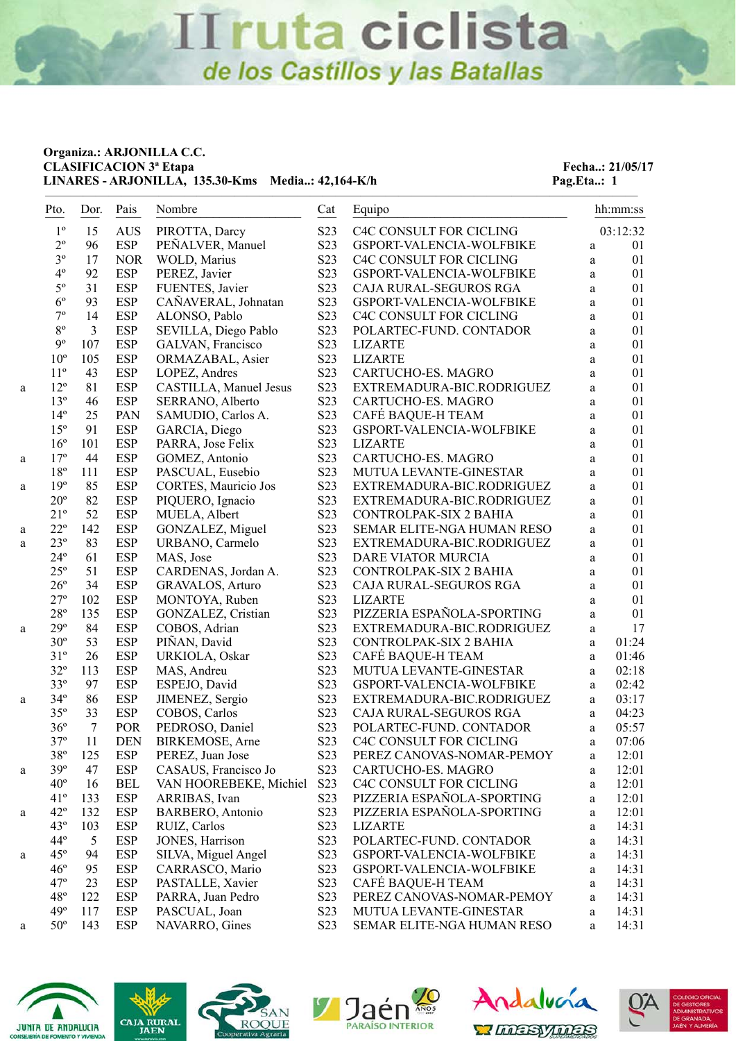# II ruta ciclista de los Castillos y las Batallas

**Organiza.: ARJONILLA C.C.**
**CLASIFICACION 3ª Etapa**
**LINARES - ARJONILLA, 135.30-Kms Media..: 42,164-K/h**

**Fecha..: 21/05/17**
**Pag.Eta..: 1**

| | Pto. | Dor. | Pais | Nombre | Cat | Equipo | | hh:mm:ss |
|---|---|---|---|---|---|---|---|---|
| | 1º | 15 | AUS | PIROTTA, Darcy | S23 | C4C CONSULT FOR CICLING | | 03:12:32 |
| | 2º | 96 | ESP | PEÑALVER, Manuel | S23 | GSPORT-VALENCIA-WOLFBIKE | a | 01 |
| | 3º | 17 | NOR | WOLD, Marius | S23 | C4C CONSULT FOR CICLING | a | 01 |
| | 4º | 92 | ESP | PEREZ, Javier | S23 | GSPORT-VALENCIA-WOLFBIKE | a | 01 |
| | 5º | 31 | ESP | FUENTES, Javier | S23 | CAJA RURAL-SEGUROS RGA | a | 01 |
| | 6º | 93 | ESP | CAÑAVERAL, Johnatan | S23 | GSPORT-VALENCIA-WOLFBIKE | a | 01 |
| | 7º | 14 | ESP | ALONSO, Pablo | S23 | C4C CONSULT FOR CICLING | a | 01 |
| | 8º | 3 | ESP | SEVILLA, Diego Pablo | S23 | POLARTEC-FUND. CONTADOR | a | 01 |
| | 9º | 107 | ESP | GALVAN, Francisco | S23 | LIZARTE | a | 01 |
| | 10º | 105 | ESP | ORMAZABAL, Asier | S23 | LIZARTE | a | 01 |
| | 11º | 43 | ESP | LOPEZ, Andres | S23 | CARTUCHO-ES. MAGRO | a | 01 |
| a | 12º | 81 | ESP | CASTILLA, Manuel Jesus | S23 | EXTREMADURA-BIC.RODRIGUEZ | a | 01 |
| | 13º | 46 | ESP | SERRANO, Alberto | S23 | CARTUCHO-ES. MAGRO | a | 01 |
| | 14º | 25 | PAN | SAMUDIO, Carlos A. | S23 | CAFÉ BAQUE-H TEAM | a | 01 |
| | 15º | 91 | ESP | GARCIA, Diego | S23 | GSPORT-VALENCIA-WOLFBIKE | a | 01 |
| | 16º | 101 | ESP | PARRA, Jose Felix | S23 | LIZARTE | a | 01 |
| a | 17º | 44 | ESP | GOMEZ, Antonio | S23 | CARTUCHO-ES. MAGRO | a | 01 |
| | 18º | 111 | ESP | PASCUAL, Eusebio | S23 | MUTUA LEVANTE-GINESTAR | a | 01 |
| a | 19º | 85 | ESP | CORTES, Mauricio Jos | S23 | EXTREMADURA-BIC.RODRIGUEZ | a | 01 |
| | 20º | 82 | ESP | PIQUERO, Ignacio | S23 | EXTREMADURA-BIC.RODRIGUEZ | a | 01 |
| | 21º | 52 | ESP | MUELA, Albert | S23 | CONTROLPAK-SIX 2 BAHIA | a | 01 |
| a | 22º | 142 | ESP | GONZALEZ, Miguel | S23 | SEMAR ELITE-NGA HUMAN RESO | a | 01 |
| a | 23º | 83 | ESP | URBANO, Carmelo | S23 | EXTREMADURA-BIC.RODRIGUEZ | a | 01 |
| | 24º | 61 | ESP | MAS, Jose | S23 | DARE VIATOR MURCIA | a | 01 |
| | 25º | 51 | ESP | CARDENAS, Jordan A. | S23 | CONTROLPAK-SIX 2 BAHIA | a | 01 |
| | 26º | 34 | ESP | GRAVALOS, Arturo | S23 | CAJA RURAL-SEGUROS RGA | a | 01 |
| | 27º | 102 | ESP | MONTOYA, Ruben | S23 | LIZARTE | a | 01 |
| | 28º | 135 | ESP | GONZALEZ, Cristian | S23 | PIZZERIA ESPAÑOLA-SPORTING | a | 01 |
| a | 29º | 84 | ESP | COBOS, Adrian | S23 | EXTREMADURA-BIC.RODRIGUEZ | a | 17 |
| | 30º | 53 | ESP | PIÑAN, David | S23 | CONTROLPAK-SIX 2 BAHIA | a | 01:24 |
| | 31º | 26 | ESP | URKIOLA, Oskar | S23 | CAFÉ BAQUE-H TEAM | a | 01:46 |
| | 32º | 113 | ESP | MAS, Andreu | S23 | MUTUA LEVANTE-GINESTAR | a | 02:18 |
| | 33º | 97 | ESP | ESPEJO, David | S23 | GSPORT-VALENCIA-WOLFBIKE | a | 02:42 |
| a | 34º | 86 | ESP | JIMENEZ, Sergio | S23 | EXTREMADURA-BIC.RODRIGUEZ | a | 03:17 |
| | 35º | 33 | ESP | COBOS, Carlos | S23 | CAJA RURAL-SEGUROS RGA | a | 04:23 |
| | 36º | 7 | POR | PEDROSO, Daniel | S23 | POLARTEC-FUND. CONTADOR | a | 05:57 |
| | 37º | 11 | DEN | BIRKEMOSE, Arne | S23 | C4C CONSULT FOR CICLING | a | 07:06 |
| | 38º | 125 | ESP | PEREZ, Juan Jose | S23 | PEREZ CANOVAS-NOMAR-PEMOY | a | 12:01 |
| a | 39º | 47 | ESP | CASAUS, Francisco Jo | S23 | CARTUCHO-ES. MAGRO | a | 12:01 |
| | 40º | 16 | BEL | VAN HOOREBEKE, Michiel | S23 | C4C CONSULT FOR CICLING | a | 12:01 |
| | 41º | 133 | ESP | ARRIBAS, Ivan | S23 | PIZZERIA ESPAÑOLA-SPORTING | a | 12:01 |
| a | 42º | 132 | ESP | BARBERO, Antonio | S23 | PIZZERIA ESPAÑOLA-SPORTING | a | 12:01 |
| | 43º | 103 | ESP | RUIZ, Carlos | S23 | LIZARTE | a | 14:31 |
| | 44º | 5 | ESP | JONES, Harrison | S23 | POLARTEC-FUND. CONTADOR | a | 14:31 |
| a | 45º | 94 | ESP | SILVA, Miguel Angel | S23 | GSPORT-VALENCIA-WOLFBIKE | a | 14:31 |
| | 46º | 95 | ESP | CARRASCO, Mario | S23 | GSPORT-VALENCIA-WOLFBIKE | a | 14:31 |
| | 47º | 23 | ESP | PASTALLE, Xavier | S23 | CAFÉ BAQUE-H TEAM | a | 14:31 |
| | 48º | 122 | ESP | PARRA, Juan Pedro | S23 | PEREZ CANOVAS-NOMAR-PEMOY | a | 14:31 |
| | 49º | 117 | ESP | PASCUAL, Joan | S23 | MUTUA LEVANTE-GINESTAR | a | 14:31 |
| a | 50º | 143 | ESP | NAVARRO, Gines | S23 | SEMAR ELITE-NGA HUMAN RESO | a | 14:31 |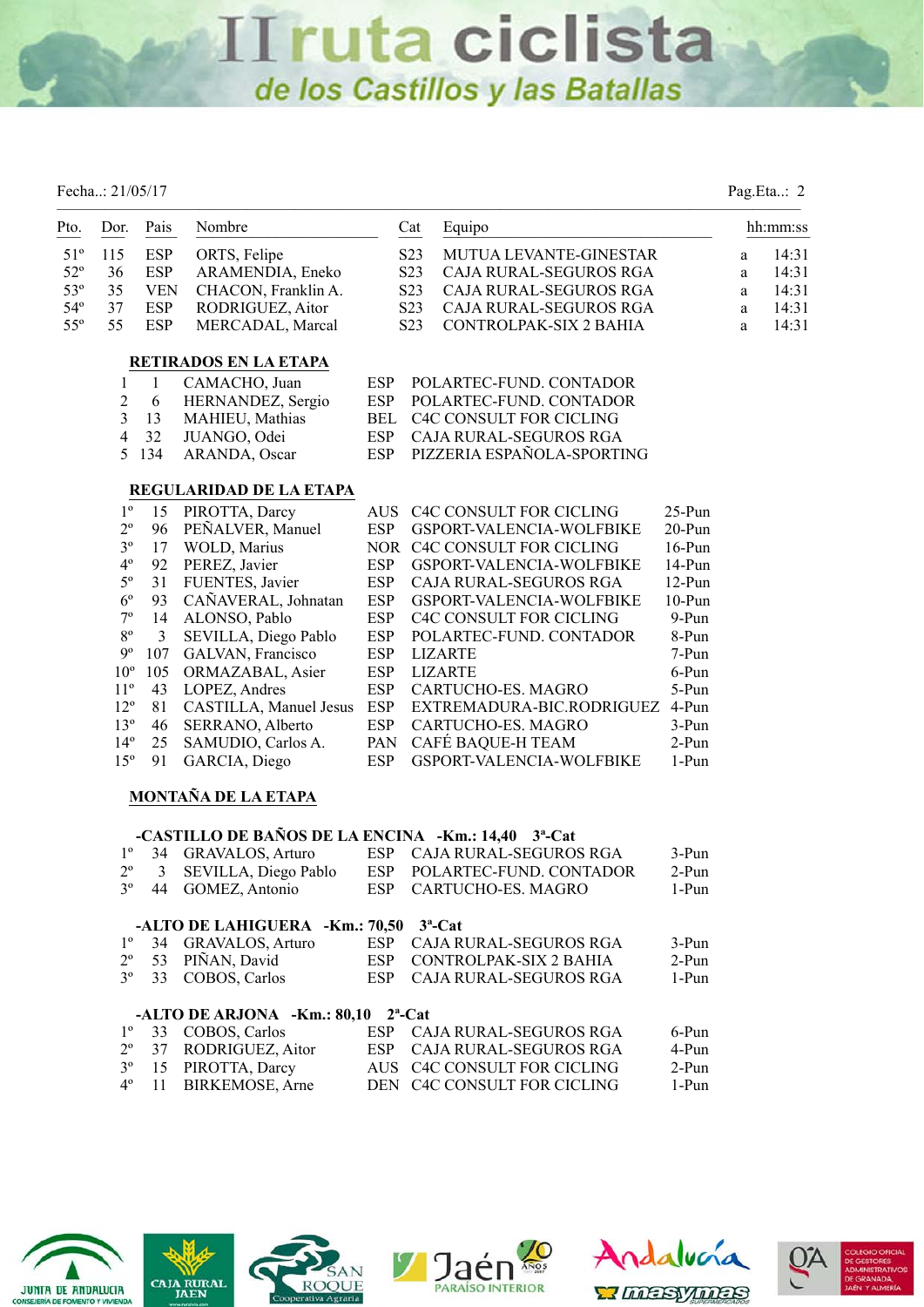Fecha..: 21/05/17 Pag.Eta..: 2

| Pto. | Dor. | Pais | Nombre | Cat | Equipo | | hh:mm:ss |
|---|---|---|---|---|---|---|---|
| 51º | 115 | ESP | ORTS, Felipe | S23 | MUTUA LEVANTE-GINESTAR | a | 14:31 |
| 52º | 36 | ESP | ARAMENDIA, Eneko | S23 | CAJA RURAL-SEGUROS RGA | a | 14:31 |
| 53º | 35 | VEN | CHACON, Franklin A. | S23 | CAJA RURAL-SEGUROS RGA | a | 14:31 |
| 54º | 37 | ESP | RODRIGUEZ, Aitor | S23 | CAJA RURAL-SEGUROS RGA | a | 14:31 |
| 55º | 55 | ESP | MERCADAL, Marcal | S23 | CONTROLPAK-SIX 2 BAHIA | a | 14:31 |

## RETIRADOS EN LA ETAPA

| | Dor. | Nombre | Pais | Equipo |
|---|---|---|---|---|
| 1 | 1 | CAMACHO, Juan | ESP | POLARTEC-FUND. CONTADOR |
| 2 | 6 | HERNANDEZ, Sergio | ESP | POLARTEC-FUND. CONTADOR |
| 3 | 13 | MAHIEU, Mathias | BEL | C4C CONSULT FOR CICLING |
| 4 | 32 | JUANGO, Odei | ESP | CAJA RURAL-SEGUROS RGA |
| 5 | 134 | ARANDA, Oscar | ESP | PIZZERIA ESPAÑOLA-SPORTING |

## REGULARIDAD DE LA ETAPA

| Pto. | Dor. | Nombre | Pais | Equipo | Puntos |
|---|---|---|---|---|---|
| 1º | 15 | PIROTTA, Darcy | AUS | C4C CONSULT FOR CICLING | 25-Pun |
| 2º | 96 | PEÑALVER, Manuel | ESP | GSPORT-VALENCIA-WOLFBIKE | 20-Pun |
| 3º | 17 | WOLD, Marius | NOR | C4C CONSULT FOR CICLING | 16-Pun |
| 4º | 92 | PEREZ, Javier | ESP | GSPORT-VALENCIA-WOLFBIKE | 14-Pun |
| 5º | 31 | FUENTES, Javier | ESP | CAJA RURAL-SEGUROS RGA | 12-Pun |
| 6º | 93 | CAÑAVERAL, Johnatan | ESP | GSPORT-VALENCIA-WOLFBIKE | 10-Pun |
| 7º | 14 | ALONSO, Pablo | ESP | C4C CONSULT FOR CICLING | 9-Pun |
| 8º | 3 | SEVILLA, Diego Pablo | ESP | POLARTEC-FUND. CONTADOR | 8-Pun |
| 9º | 107 | GALVAN, Francisco | ESP | LIZARTE | 7-Pun |
| 10º | 105 | ORMAZABAL, Asier | ESP | LIZARTE | 6-Pun |
| 11º | 43 | LOPEZ, Andres | ESP | CARTUCHO-ES. MAGRO | 5-Pun |
| 12º | 81 | CASTILLA, Manuel Jesus | ESP | EXTREMADURA-BIC.RODRIGUEZ | 4-Pun |
| 13º | 46 | SERRANO, Alberto | ESP | CARTUCHO-ES. MAGRO | 3-Pun |
| 14º | 25 | SAMUDIO, Carlos A. | PAN | CAFÉ BAQUE-H TEAM | 2-Pun |
| 15º | 91 | GARCIA, Diego | ESP | GSPORT-VALENCIA-WOLFBIKE | 1-Pun |

## MONTAÑA DE LA ETAPA

### -CASTILLO DE BAÑOS DE LA ENCINA -Km.: 14,40 3ª-Cat

| Pto. | Dor. | Nombre | Pais | Equipo | Puntos |
|---|---|---|---|---|---|
| 1º | 34 | GRAVALOS, Arturo | ESP | CAJA RURAL-SEGUROS RGA | 3-Pun |
| 2º | 3 | SEVILLA, Diego Pablo | ESP | POLARTEC-FUND. CONTADOR | 2-Pun |
| 3º | 44 | GOMEZ, Antonio | ESP | CARTUCHO-ES. MAGRO | 1-Pun |

### -ALTO DE LAHIGUERA -Km.: 70,50 3ª-Cat

| Pto. | Dor. | Nombre | Pais | Equipo | Puntos |
|---|---|---|---|---|---|
| 1º | 34 | GRAVALOS, Arturo | ESP | CAJA RURAL-SEGUROS RGA | 3-Pun |
| 2º | 53 | PIÑAN, David | ESP | CONTROLPAK-SIX 2 BAHIA | 2-Pun |
| 3º | 33 | COBOS, Carlos | ESP | CAJA RURAL-SEGUROS RGA | 1-Pun |

### -ALTO DE ARJONA -Km.: 80,10 2ª-Cat

| Pto. | Dor. | Nombre | Pais | Equipo | Puntos |
|---|---|---|---|---|---|
| 1º | 33 | COBOS, Carlos | ESP | CAJA RURAL-SEGUROS RGA | 6-Pun |
| 2º | 37 | RODRIGUEZ, Aitor | ESP | CAJA RURAL-SEGUROS RGA | 4-Pun |
| 3º | 15 | PIROTTA, Darcy | AUS | C4C CONSULT FOR CICLING | 2-Pun |
| 4º | 11 | BIRKEMOSE, Arne | DEN | C4C CONSULT FOR CICLING | 1-Pun |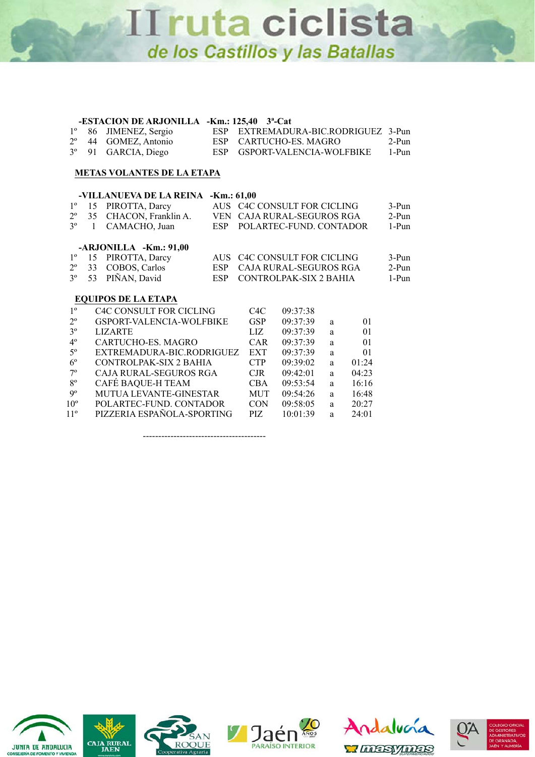**-ESTACION DE ARJONILLA -Km.: 125,40 3ª-Cat**

| | | | | | |
|---|---|---|---|---|---|
| 1º | 86 | JIMENEZ, Sergio | ESP | EXTREMADURA-BIC.RODRIGUEZ | 3-Pun |
| 2º | 44 | GOMEZ, Antonio | ESP | CARTUCHO-ES. MAGRO | 2-Pun |
| 3º | 91 | GARCIA, Diego | ESP | GSPORT-VALENCIA-WOLFBIKE | 1-Pun |

## METAS VOLANTES DE LA ETAPA

**-VILLANUEVA DE LA REINA -Km.: 61,00**

| | | | | | |
|---|---|---|---|---|---|
| 1º | 15 | PIROTTA, Darcy | AUS | C4C CONSULT FOR CICLING | 3-Pun |
| 2º | 35 | CHACON, Franklin A. | VEN | CAJA RURAL-SEGUROS RGA | 2-Pun |
| 3º | 1 | CAMACHO, Juan | ESP | POLARTEC-FUND. CONTADOR | 1-Pun |

**-ARJONILLA -Km.: 91,00**

| | | | | | |
|---|---|---|---|---|---|
| 1º | 15 | PIROTTA, Darcy | AUS | C4C CONSULT FOR CICLING | 3-Pun |
| 2º | 33 | COBOS, Carlos | ESP | CAJA RURAL-SEGUROS RGA | 2-Pun |
| 3º | 53 | PIÑAN, David | ESP | CONTROLPAK-SIX 2 BAHIA | 1-Pun |

## EQUIPOS DE LA ETAPA

| | | | | | |
|---|---|---|---|---|---|
| 1º | C4C CONSULT FOR CICLING | C4C | 09:37:38 | | |
| 2º | GSPORT-VALENCIA-WOLFBIKE | GSP | 09:37:39 | a | 01 |
| 3º | LIZARTE | LIZ | 09:37:39 | a | 01 |
| 4º | CARTUCHO-ES. MAGRO | CAR | 09:37:39 | a | 01 |
| 5º | EXTREMADURA-BIC.RODRIGUEZ | EXT | 09:37:39 | a | 01 |
| 6º | CONTROLPAK-SIX 2 BAHIA | CTP | 09:39:02 | a | 01:24 |
| 7º | CAJA RURAL-SEGUROS RGA | CJR | 09:42:01 | a | 04:23 |
| 8º | CAFÉ BAQUE-H TEAM | CBA | 09:53:54 | a | 16:16 |
| 9º | MUTUA LEVANTE-GINESTAR | MUT | 09:54:26 | a | 16:48 |
| 10º | POLARTEC-FUND. CONTADOR | CON | 09:58:05 | a | 20:27 |
| 11º | PIZZERIA ESPAÑOLA-SPORTING | PIZ | 10:01:39 | a | 24:01 |

----------------------------------------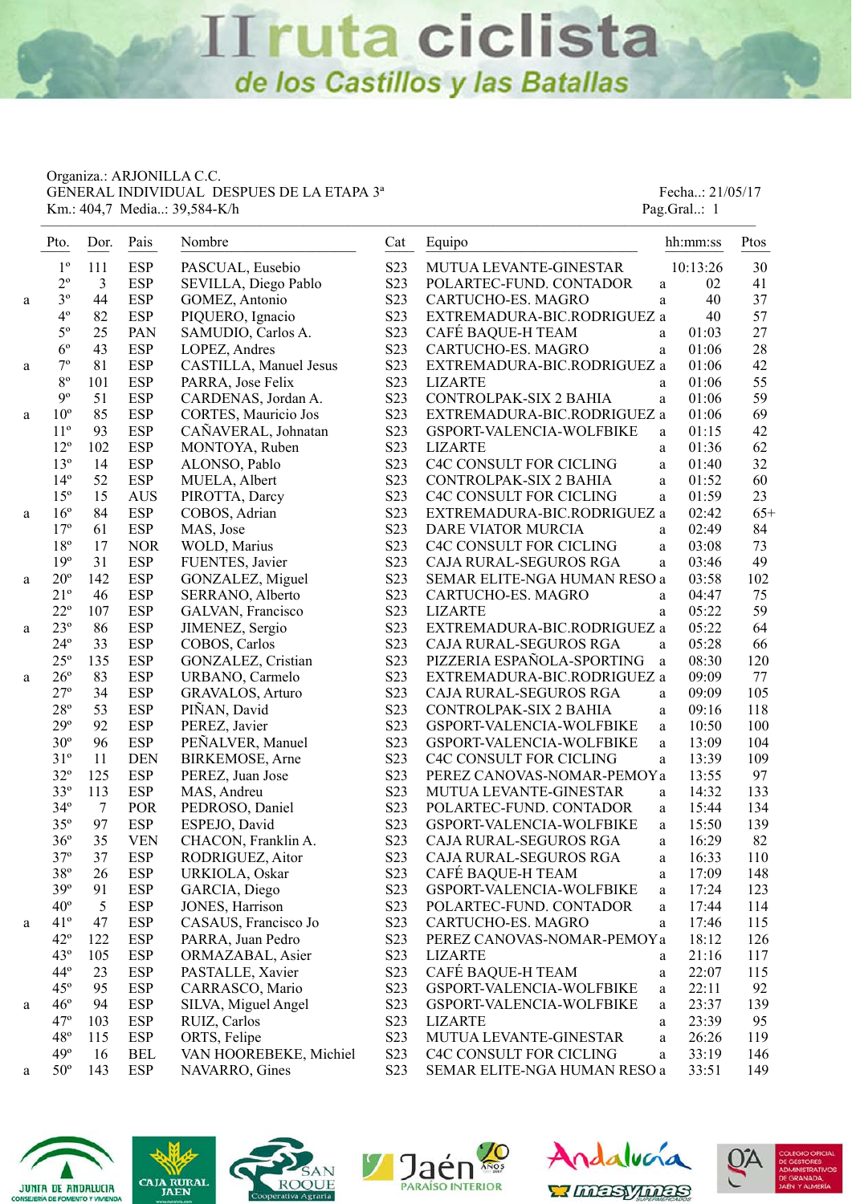# II ruta ciclista de los Castillos y las Batallas

Organiza.: ARJONILLA C.C.
GENERAL INDIVIDUAL DESPUES DE LA ETAPA 3ª
Km.: 404,7 Media..: 39,584-K/h

Fecha..: 21/05/17
Pag.Gral..: 1

| | Pto. | Dor. | Pais | Nombre | Cat | Equipo | | hh:mm:ss | Ptos |
|---|---|---|---|---|---|---|---|---|---|
| | 1º | 111 | ESP | PASCUAL, Eusebio | S23 | MUTUA LEVANTE-GINESTAR | | 10:13:26 | 30 |
| | 2º | 3 | ESP | SEVILLA, Diego Pablo | S23 | POLARTEC-FUND. CONTADOR | a | 02 | 41 |
| a | 3º | 44 | ESP | GOMEZ, Antonio | S23 | CARTUCHO-ES. MAGRO | a | 40 | 37 |
| | 4º | 82 | ESP | PIQUERO, Ignacio | S23 | EXTREMADURA-BIC.RODRIGUEZ | a | 40 | 57 |
| | 5º | 25 | PAN | SAMUDIO, Carlos A. | S23 | CAFÉ BAQUE-H TEAM | a | 01:03 | 27 |
| | 6º | 43 | ESP | LOPEZ, Andres | S23 | CARTUCHO-ES. MAGRO | a | 01:06 | 28 |
| a | 7º | 81 | ESP | CASTILLA, Manuel Jesus | S23 | EXTREMADURA-BIC.RODRIGUEZ | a | 01:06 | 42 |
| | 8º | 101 | ESP | PARRA, Jose Felix | S23 | LIZARTE | a | 01:06 | 55 |
| | 9º | 51 | ESP | CARDENAS, Jordan A. | S23 | CONTROLPAK-SIX 2 BAHIA | a | 01:06 | 59 |
| a | 10º | 85 | ESP | CORTES, Mauricio Jos | S23 | EXTREMADURA-BIC.RODRIGUEZ | a | 01:06 | 69 |
| | 11º | 93 | ESP | CAÑAVERAL, Johnatan | S23 | GSPORT-VALENCIA-WOLFBIKE | a | 01:15 | 42 |
| | 12º | 102 | ESP | MONTOYA, Ruben | S23 | LIZARTE | a | 01:36 | 62 |
| | 13º | 14 | ESP | ALONSO, Pablo | S23 | C4C CONSULT FOR CICLING | a | 01:40 | 32 |
| | 14º | 52 | ESP | MUELA, Albert | S23 | CONTROLPAK-SIX 2 BAHIA | a | 01:52 | 60 |
| | 15º | 15 | AUS | PIROTTA, Darcy | S23 | C4C CONSULT FOR CICLING | a | 01:59 | 23 |
| a | 16º | 84 | ESP | COBOS, Adrian | S23 | EXTREMADURA-BIC.RODRIGUEZ | a | 02:42 | 65+ |
| | 17º | 61 | ESP | MAS, Jose | S23 | DARE VIATOR MURCIA | a | 02:49 | 84 |
| | 18º | 17 | NOR | WOLD, Marius | S23 | C4C CONSULT FOR CICLING | a | 03:08 | 73 |
| | 19º | 31 | ESP | FUENTES, Javier | S23 | CAJA RURAL-SEGUROS RGA | a | 03:46 | 49 |
| a | 20º | 142 | ESP | GONZALEZ, Miguel | S23 | SEMAR ELITE-NGA HUMAN RESO | a | 03:58 | 102 |
| | 21º | 46 | ESP | SERRANO, Alberto | S23 | CARTUCHO-ES. MAGRO | a | 04:47 | 75 |
| | 22º | 107 | ESP | GALVAN, Francisco | S23 | LIZARTE | a | 05:22 | 59 |
| a | 23º | 86 | ESP | JIMENEZ, Sergio | S23 | EXTREMADURA-BIC.RODRIGUEZ | a | 05:22 | 64 |
| | 24º | 33 | ESP | COBOS, Carlos | S23 | CAJA RURAL-SEGUROS RGA | a | 05:28 | 66 |
| | 25º | 135 | ESP | GONZALEZ, Cristian | S23 | PIZZERIA ESPAÑOLA-SPORTING | a | 08:30 | 120 |
| a | 26º | 83 | ESP | URBANO, Carmelo | S23 | EXTREMADURA-BIC.RODRIGUEZ | a | 09:09 | 77 |
| | 27º | 34 | ESP | GRAVALOS, Arturo | S23 | CAJA RURAL-SEGUROS RGA | a | 09:09 | 105 |
| | 28º | 53 | ESP | PIÑAN, David | S23 | CONTROLPAK-SIX 2 BAHIA | a | 09:16 | 118 |
| | 29º | 92 | ESP | PEREZ, Javier | S23 | GSPORT-VALENCIA-WOLFBIKE | a | 10:50 | 100 |
| | 30º | 96 | ESP | PEÑALVER, Manuel | S23 | GSPORT-VALENCIA-WOLFBIKE | a | 13:09 | 104 |
| | 31º | 11 | DEN | BIRKEMOSE, Arne | S23 | C4C CONSULT FOR CICLING | a | 13:39 | 109 |
| | 32º | 125 | ESP | PEREZ, Juan Jose | S23 | PEREZ CANOVAS-NOMAR-PEMOY | a | 13:55 | 97 |
| | 33º | 113 | ESP | MAS, Andreu | S23 | MUTUA LEVANTE-GINESTAR | a | 14:32 | 133 |
| | 34º | 7 | POR | PEDROSO, Daniel | S23 | POLARTEC-FUND. CONTADOR | a | 15:44 | 134 |
| | 35º | 97 | ESP | ESPEJO, David | S23 | GSPORT-VALENCIA-WOLFBIKE | a | 15:50 | 139 |
| | 36º | 35 | VEN | CHACON, Franklin A. | S23 | CAJA RURAL-SEGUROS RGA | a | 16:29 | 82 |
| | 37º | 37 | ESP | RODRIGUEZ, Aitor | S23 | CAJA RURAL-SEGUROS RGA | a | 16:33 | 110 |
| | 38º | 26 | ESP | URKIOLA, Oskar | S23 | CAFÉ BAQUE-H TEAM | a | 17:09 | 148 |
| | 39º | 91 | ESP | GARCIA, Diego | S23 | GSPORT-VALENCIA-WOLFBIKE | a | 17:24 | 123 |
| | 40º | 5 | ESP | JONES, Harrison | S23 | POLARTEC-FUND. CONTADOR | a | 17:44 | 114 |
| a | 41º | 47 | ESP | CASAUS, Francisco Jo | S23 | CARTUCHO-ES. MAGRO | a | 17:46 | 115 |
| | 42º | 122 | ESP | PARRA, Juan Pedro | S23 | PEREZ CANOVAS-NOMAR-PEMOY | a | 18:12 | 126 |
| | 43º | 105 | ESP | ORMAZABAL, Asier | S23 | LIZARTE | a | 21:16 | 117 |
| | 44º | 23 | ESP | PASTALLE, Xavier | S23 | CAFÉ BAQUE-H TEAM | a | 22:07 | 115 |
| | 45º | 95 | ESP | CARRASCO, Mario | S23 | GSPORT-VALENCIA-WOLFBIKE | a | 22:11 | 92 |
| a | 46º | 94 | ESP | SILVA, Miguel Angel | S23 | GSPORT-VALENCIA-WOLFBIKE | a | 23:37 | 139 |
| | 47º | 103 | ESP | RUIZ, Carlos | S23 | LIZARTE | a | 23:39 | 95 |
| | 48º | 115 | ESP | ORTS, Felipe | S23 | MUTUA LEVANTE-GINESTAR | a | 26:26 | 119 |
| | 49º | 16 | BEL | VAN HOOREBEKE, Michiel | S23 | C4C CONSULT FOR CICLING | a | 33:19 | 146 |
| a | 50º | 143 | ESP | NAVARRO, Gines | S23 | SEMAR ELITE-NGA HUMAN RESO | a | 33:51 | 149 |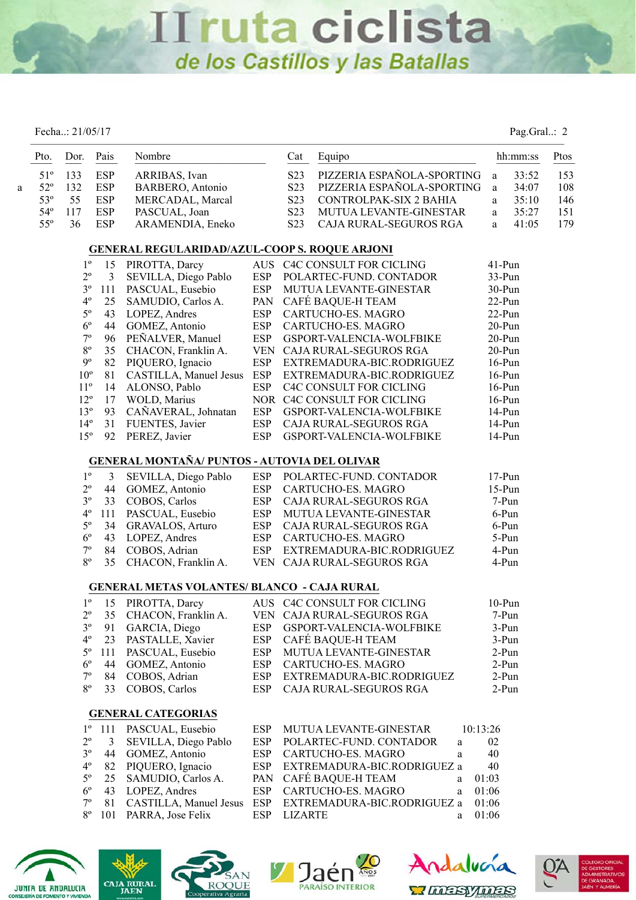# II ruta ciclista de los Castillos y las Batallas

Fecha..: 21/05/17

| Pto. | Dor. | Pais | Nombre | Cat | Equipo | | hh:mm:ss | Ptos |
|---|---|---|---|---|---|---|---|---|
| 51º | 133 | ESP | ARRIBAS, Ivan | S23 | PIZZERIA ESPAÑOLA-SPORTING | a | 33:52 | 153 |
| a 52º | 132 | ESP | BARBERO, Antonio | S23 | PIZZERIA ESPAÑOLA-SPORTING | a | 34:07 | 108 |
| 53º | 55 | ESP | MERCADAL, Marcal | S23 | CONTROLPAK-SIX 2 BAHIA | a | 35:10 | 146 |
| 54º | 117 | ESP | PASCUAL, Joan | S23 | MUTUA LEVANTE-GINESTAR | a | 35:27 | 151 |
| 55º | 36 | ESP | ARAMENDIA, Eneko | S23 | CAJA RURAL-SEGUROS RGA | a | 41:05 | 179 |

## GENERAL REGULARIDAD/AZUL-COOP S. ROQUE ARJONI

| Pto. | Dor. | Nombre | Pais | Equipo | Puntos |
|---|---|---|---|---|---|
| 1º | 15 | PIROTTA, Darcy | AUS | C4C CONSULT FOR CICLING | 41-Pun |
| 2º | 3 | SEVILLA, Diego Pablo | ESP | POLARTEC-FUND. CONTADOR | 33-Pun |
| 3º | 111 | PASCUAL, Eusebio | ESP | MUTUA LEVANTE-GINESTAR | 30-Pun |
| 4º | 25 | SAMUDIO, Carlos A. | PAN | CAFÉ BAQUE-H TEAM | 22-Pun |
| 5º | 43 | LOPEZ, Andres | ESP | CARTUCHO-ES. MAGRO | 22-Pun |
| 6º | 44 | GOMEZ, Antonio | ESP | CARTUCHO-ES. MAGRO | 20-Pun |
| 7º | 96 | PEÑALVER, Manuel | ESP | GSPORT-VALENCIA-WOLFBIKE | 20-Pun |
| 8º | 35 | CHACON, Franklin A. | VEN | CAJA RURAL-SEGUROS RGA | 20-Pun |
| 9º | 82 | PIQUERO, Ignacio | ESP | EXTREMADURA-BIC.RODRIGUEZ | 16-Pun |
| 10º | 81 | CASTILLA, Manuel Jesus | ESP | EXTREMADURA-BIC.RODRIGUEZ | 16-Pun |
| 11º | 14 | ALONSO, Pablo | ESP | C4C CONSULT FOR CICLING | 16-Pun |
| 12º | 17 | WOLD, Marius | NOR | C4C CONSULT FOR CICLING | 16-Pun |
| 13º | 93 | CAÑAVERAL, Johnatan | ESP | GSPORT-VALENCIA-WOLFBIKE | 14-Pun |
| 14º | 31 | FUENTES, Javier | ESP | CAJA RURAL-SEGUROS RGA | 14-Pun |
| 15º | 92 | PEREZ, Javier | ESP | GSPORT-VALENCIA-WOLFBIKE | 14-Pun |

## GENERAL MONTAÑA/ PUNTOS - AUTOVIA DEL OLIVAR

| Pto. | Dor. | Nombre | Pais | Equipo | Puntos |
|---|---|---|---|---|---|
| 1º | 3 | SEVILLA, Diego Pablo | ESP | POLARTEC-FUND. CONTADOR | 17-Pun |
| 2º | 44 | GOMEZ, Antonio | ESP | CARTUCHO-ES. MAGRO | 15-Pun |
| 3º | 33 | COBOS, Carlos | ESP | CAJA RURAL-SEGUROS RGA | 7-Pun |
| 4º | 111 | PASCUAL, Eusebio | ESP | MUTUA LEVANTE-GINESTAR | 6-Pun |
| 5º | 34 | GRAVALOS, Arturo | ESP | CAJA RURAL-SEGUROS RGA | 6-Pun |
| 6º | 43 | LOPEZ, Andres | ESP | CARTUCHO-ES. MAGRO | 5-Pun |
| 7º | 84 | COBOS, Adrian | ESP | EXTREMADURA-BIC.RODRIGUEZ | 4-Pun |
| 8º | 35 | CHACON, Franklin A. | VEN | CAJA RURAL-SEGUROS RGA | 4-Pun |

## GENERAL METAS VOLANTES/ BLANCO - CAJA RURAL

| Pto. | Dor. | Nombre | Pais | Equipo | Puntos |
|---|---|---|---|---|---|
| 1º | 15 | PIROTTA, Darcy | AUS | C4C CONSULT FOR CICLING | 10-Pun |
| 2º | 35 | CHACON, Franklin A. | VEN | CAJA RURAL-SEGUROS RGA | 7-Pun |
| 3º | 91 | GARCIA, Diego | ESP | GSPORT-VALENCIA-WOLFBIKE | 3-Pun |
| 4º | 23 | PASTALLE, Xavier | ESP | CAFÉ BAQUE-H TEAM | 3-Pun |
| 5º | 111 | PASCUAL, Eusebio | ESP | MUTUA LEVANTE-GINESTAR | 2-Pun |
| 6º | 44 | GOMEZ, Antonio | ESP | CARTUCHO-ES. MAGRO | 2-Pun |
| 7º | 84 | COBOS, Adrian | ESP | EXTREMADURA-BIC.RODRIGUEZ | 2-Pun |
| 8º | 33 | COBOS, Carlos | ESP | CAJA RURAL-SEGUROS RGA | 2-Pun |

## GENERAL CATEGORIAS

| Pto. | Dor. | Nombre | Pais | Equipo | | Tiempo |
|---|---|---|---|---|---|---|
| 1º | 111 | PASCUAL, Eusebio | ESP | MUTUA LEVANTE-GINESTAR | | 10:13:26 |
| 2º | 3 | SEVILLA, Diego Pablo | ESP | POLARTEC-FUND. CONTADOR | a | 02 |
| 3º | 44 | GOMEZ, Antonio | ESP | CARTUCHO-ES. MAGRO | a | 40 |
| 4º | 82 | PIQUERO, Ignacio | ESP | EXTREMADURA-BIC.RODRIGUEZ | a | 40 |
| 5º | 25 | SAMUDIO, Carlos A. | PAN | CAFÉ BAQUE-H TEAM | a | 01:03 |
| 6º | 43 | LOPEZ, Andres | ESP | CARTUCHO-ES. MAGRO | a | 01:06 |
| 7º | 81 | CASTILLA, Manuel Jesus | ESP | EXTREMADURA-BIC.RODRIGUEZ | a | 01:06 |
| 8º | 101 | PARRA, Jose Felix | ESP | LIZARTE | a | 01:06 |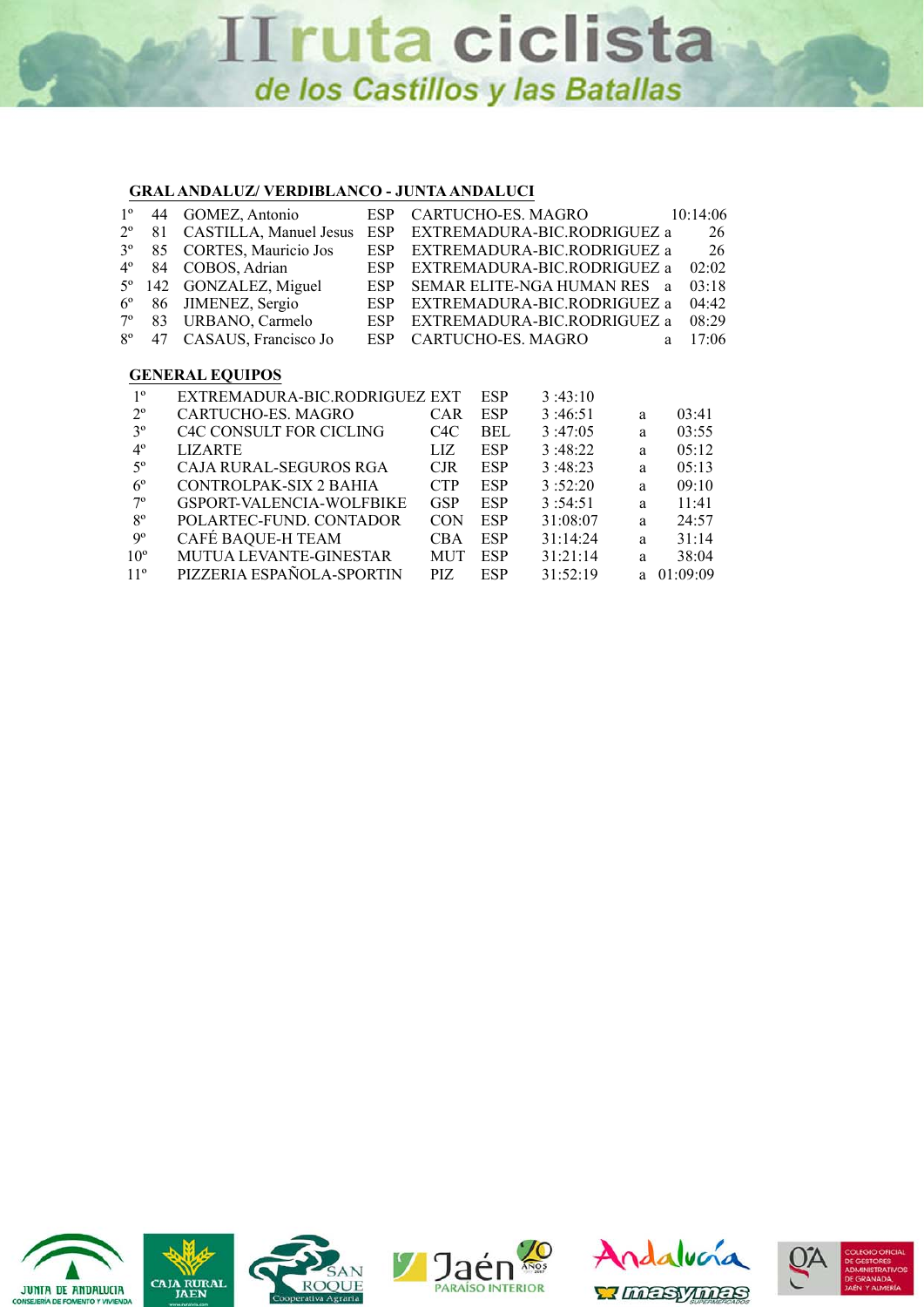## GRAL ANDALUZ/ VERDIBLANCO - JUNTA ANDALUCI

| Pos | Dorsal | Nombre | País | Equipo | | Tiempo |
|---|---|---|---|---|---|---|
| 1º | 44 | GOMEZ, Antonio | ESP | CARTUCHO-ES. MAGRO | | 10:14:06 |
| 2º | 81 | CASTILLA, Manuel Jesus | ESP | EXTREMADURA-BIC.RODRIGUEZ | a | 26 |
| 3º | 85 | CORTES, Mauricio Jos | ESP | EXTREMADURA-BIC.RODRIGUEZ | a | 26 |
| 4º | 84 | COBOS, Adrian | ESP | EXTREMADURA-BIC.RODRIGUEZ | a | 02:02 |
| 5º | 142 | GONZALEZ, Miguel | ESP | SEMAR ELITE-NGA HUMAN RES | a | 03:18 |
| 6º | 86 | JIMENEZ, Sergio | ESP | EXTREMADURA-BIC.RODRIGUEZ | a | 04:42 |
| 7º | 83 | URBANO, Carmelo | ESP | EXTREMADURA-BIC.RODRIGUEZ | a | 08:29 |
| 8º | 47 | CASAUS, Francisco Jo | ESP | CARTUCHO-ES. MAGRO | a | 17:06 |

## GENERAL EQUIPOS

| Pos | Equipo | Cód. | País | Tiempo | | Diferencia |
|---|---|---|---|---|---|---|
| 1º | EXTREMADURA-BIC.RODRIGUEZ | EXT | ESP | 3 :43:10 | | |
| 2º | CARTUCHO-ES. MAGRO | CAR | ESP | 3 :46:51 | a | 03:41 |
| 3º | C4C CONSULT FOR CICLING | C4C | BEL | 3 :47:05 | a | 03:55 |
| 4º | LIZARTE | LIZ | ESP | 3 :48:22 | a | 05:12 |
| 5º | CAJA RURAL-SEGUROS RGA | CJR | ESP | 3 :48:23 | a | 05:13 |
| 6º | CONTROLPAK-SIX 2 BAHIA | CTP | ESP | 3 :52:20 | a | 09:10 |
| 7º | GSPORT-VALENCIA-WOLFBIKE | GSP | ESP | 3 :54:51 | a | 11:41 |
| 8º | POLARTEC-FUND. CONTADOR | CON | ESP | 31:08:07 | a | 24:57 |
| 9º | CAFÉ BAQUE-H TEAM | CBA | ESP | 31:14:24 | a | 31:14 |
| 10º | MUTUA LEVANTE-GINESTAR | MUT | ESP | 31:21:14 | a | 38:04 |
| 11º | PIZZERIA ESPAÑOLA-SPORTIN | PIZ | ESP | 31:52:19 | a | 01:09:09 |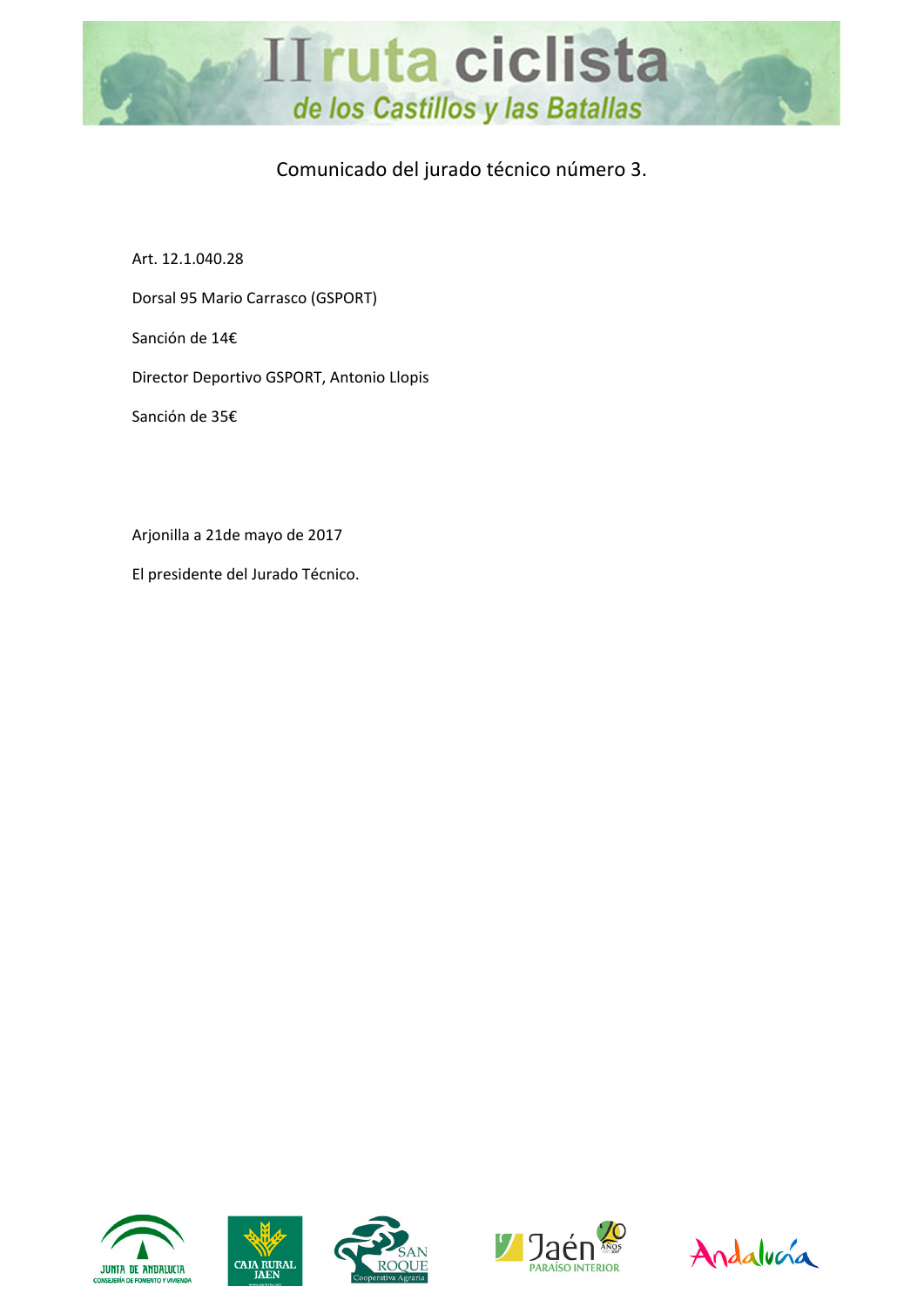# II ruta ciclista de los Castillos y las Batallas

Comunicado del jurado técnico número 3.

Art. 12.1.040.28

Dorsal 95 Mario Carrasco (GSPORT)

Sanción de 14€

Director Deportivo GSPORT, Antonio Llopis

Sanción de 35€

Arjonilla a 21de mayo de 2017

El presidente del Jurado Técnico.